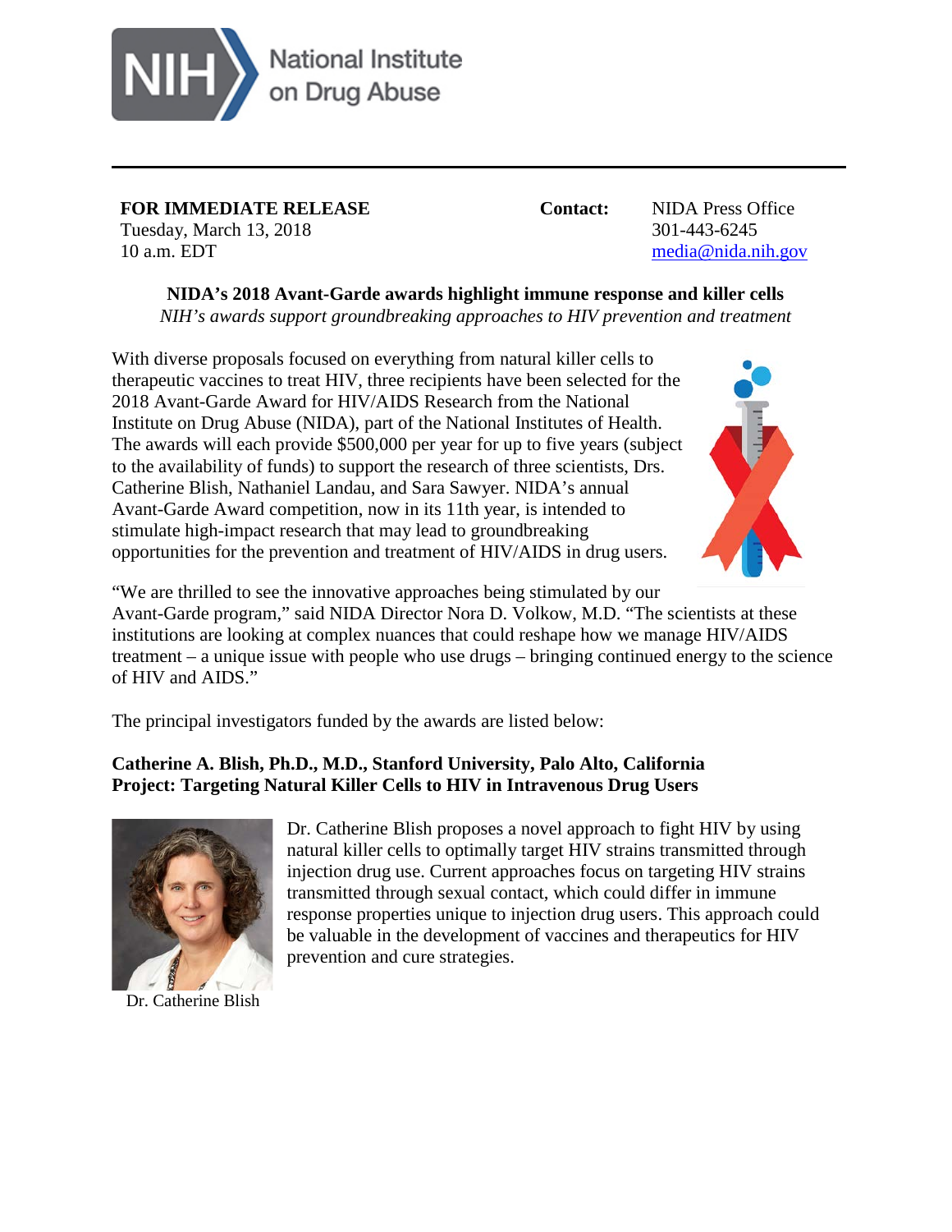National Institute on Drug Abuse

**FOR IMMEDIATE RELEASE**
Tuesday, March 13, 2018
10 a.m. EDT

**Contact:** NIDA Press Office
301-443-6245
media@nida.nih.gov

## NIDA's 2018 Avant-Garde awards highlight immune response and killer cells

*NIH's awards support groundbreaking approaches to HIV prevention and treatment*

With diverse proposals focused on everything from natural killer cells to therapeutic vaccines to treat HIV, three recipients have been selected for the 2018 Avant-Garde Award for HIV/AIDS Research from the National Institute on Drug Abuse (NIDA), part of the National Institutes of Health. The awards will each provide $500,000 per year for up to five years (subject to the availability of funds) to support the research of three scientists, Drs. Catherine Blish, Nathaniel Landau, and Sara Sawyer. NIDA's annual Avant-Garde Award competition, now in its 11th year, is intended to stimulate high-impact research that may lead to groundbreaking opportunities for the prevention and treatment of HIV/AIDS in drug users.

"We are thrilled to see the innovative approaches being stimulated by our Avant-Garde program," said NIDA Director Nora D. Volkow, M.D. "The scientists at these institutions are looking at complex nuances that could reshape how we manage HIV/AIDS treatment – a unique issue with people who use drugs – bringing continued energy to the science of HIV and AIDS."

The principal investigators funded by the awards are listed below:

**Catherine A. Blish, Ph.D., M.D., Stanford University, Palo Alto, California**
**Project: Targeting Natural Killer Cells to HIV in Intravenous Drug Users**

Dr. Catherine Blish proposes a novel approach to fight HIV by using natural killer cells to optimally target HIV strains transmitted through injection drug use. Current approaches focus on targeting HIV strains transmitted through sexual contact, which could differ in immune response properties unique to injection drug users. This approach could be valuable in the development of vaccines and therapeutics for HIV prevention and cure strategies.

Dr. Catherine Blish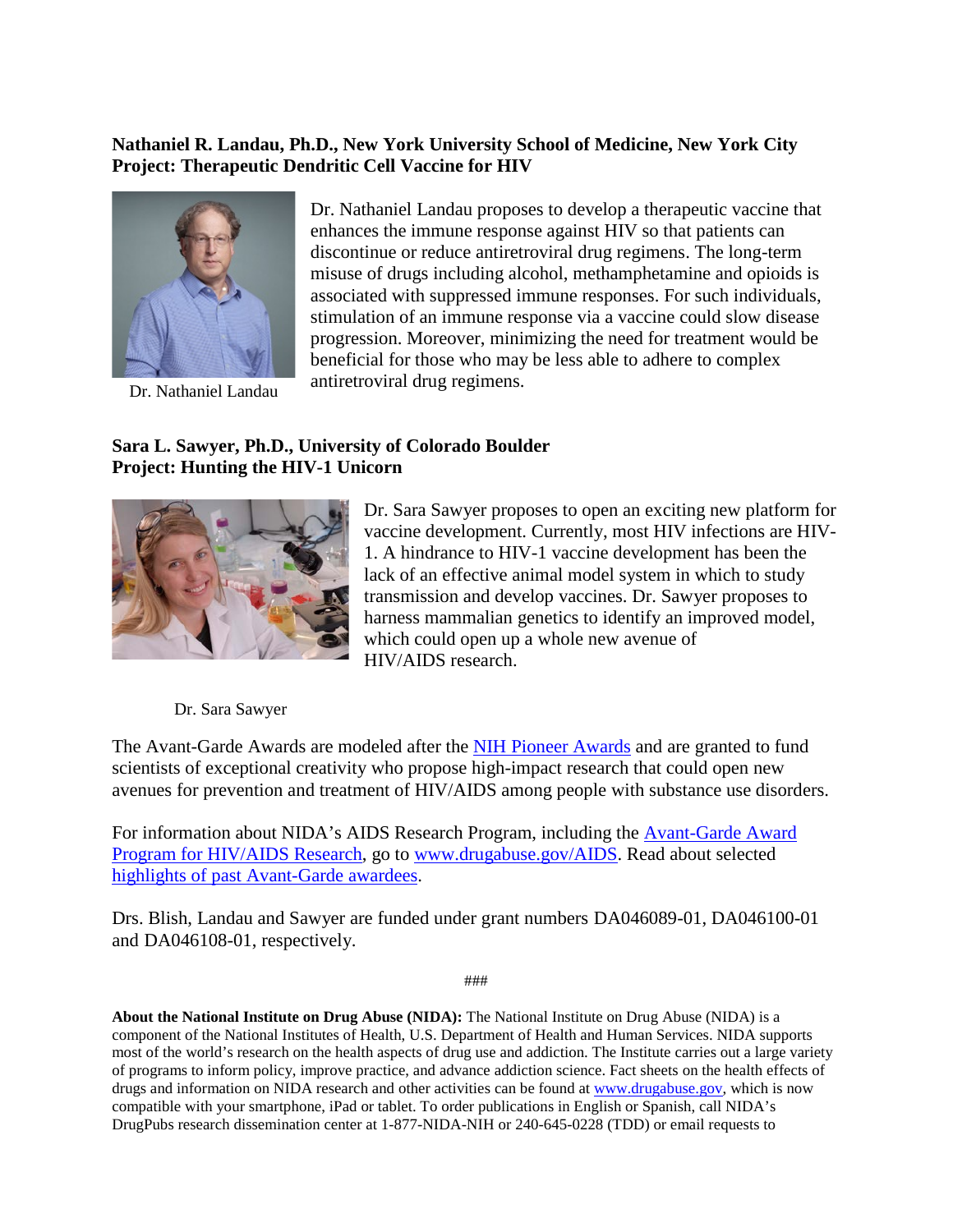**Nathaniel R. Landau, Ph.D., New York University School of Medicine, New York City**
**Project: Therapeutic Dendritic Cell Vaccine for HIV**

Dr. Nathaniel Landau

Dr. Nathaniel Landau proposes to develop a therapeutic vaccine that enhances the immune response against HIV so that patients can discontinue or reduce antiretroviral drug regimens. The long-term misuse of drugs including alcohol, methamphetamine and opioids is associated with suppressed immune responses. For such individuals, stimulation of an immune response via a vaccine could slow disease progression. Moreover, minimizing the need for treatment would be beneficial for those who may be less able to adhere to complex antiretroviral drug regimens.

**Sara L. Sawyer, Ph.D., University of Colorado Boulder**
**Project: Hunting the HIV-1 Unicorn**

Dr. Sara Sawyer proposes to open an exciting new platform for vaccine development. Currently, most HIV infections are HIV-1. A hindrance to HIV-1 vaccine development has been the lack of an effective animal model system in which to study transmission and develop vaccines. Dr. Sawyer proposes to harness mammalian genetics to identify an improved model, which could open up a whole new avenue of HIV/AIDS research.

Dr. Sara Sawyer

The Avant-Garde Awards are modeled after the NIH Pioneer Awards and are granted to fund scientists of exceptional creativity who propose high-impact research that could open new avenues for prevention and treatment of HIV/AIDS among people with substance use disorders.

For information about NIDA's AIDS Research Program, including the Avant-Garde Award Program for HIV/AIDS Research, go to www.drugabuse.gov/AIDS. Read about selected highlights of past Avant-Garde awardees.

Drs. Blish, Landau and Sawyer are funded under grant numbers DA046089-01, DA046100-01 and DA046108-01, respectively.

###

**About the National Institute on Drug Abuse (NIDA):** The National Institute on Drug Abuse (NIDA) is a component of the National Institutes of Health, U.S. Department of Health and Human Services. NIDA supports most of the world's research on the health aspects of drug use and addiction. The Institute carries out a large variety of programs to inform policy, improve practice, and advance addiction science. Fact sheets on the health effects of drugs and information on NIDA research and other activities can be found at www.drugabuse.gov, which is now compatible with your smartphone, iPad or tablet. To order publications in English or Spanish, call NIDA's DrugPubs research dissemination center at 1-877-NIDA-NIH or 240-645-0228 (TDD) or email requests to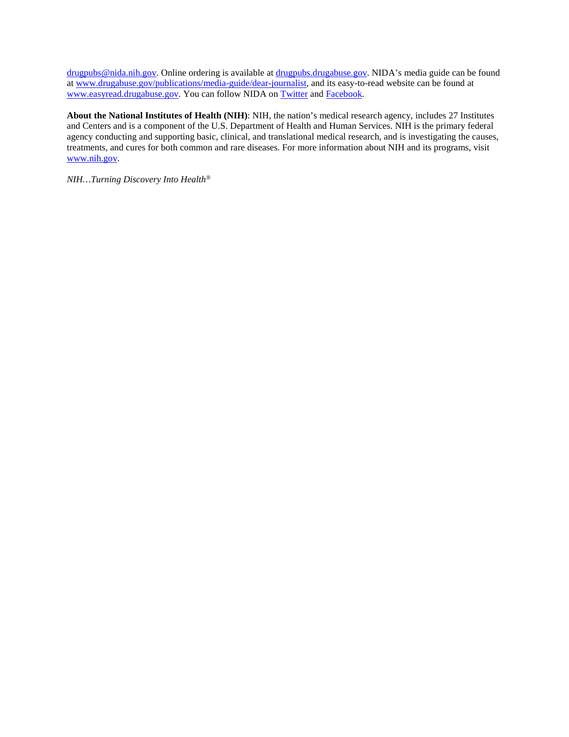drugpubs@nida.nih.gov. Online ordering is available at drugpubs.drugabuse.gov. NIDA's media guide can be found at www.drugabuse.gov/publications/media-guide/dear-journalist, and its easy-to-read website can be found at www.easyread.drugabuse.gov. You can follow NIDA on Twitter and Facebook.

**About the National Institutes of Health (NIH)**: NIH, the nation's medical research agency, includes 27 Institutes and Centers and is a component of the U.S. Department of Health and Human Services. NIH is the primary federal agency conducting and supporting basic, clinical, and translational medical research, and is investigating the causes, treatments, and cures for both common and rare diseases. For more information about NIH and its programs, visit www.nih.gov.

*NIH…Turning Discovery Into Health®*